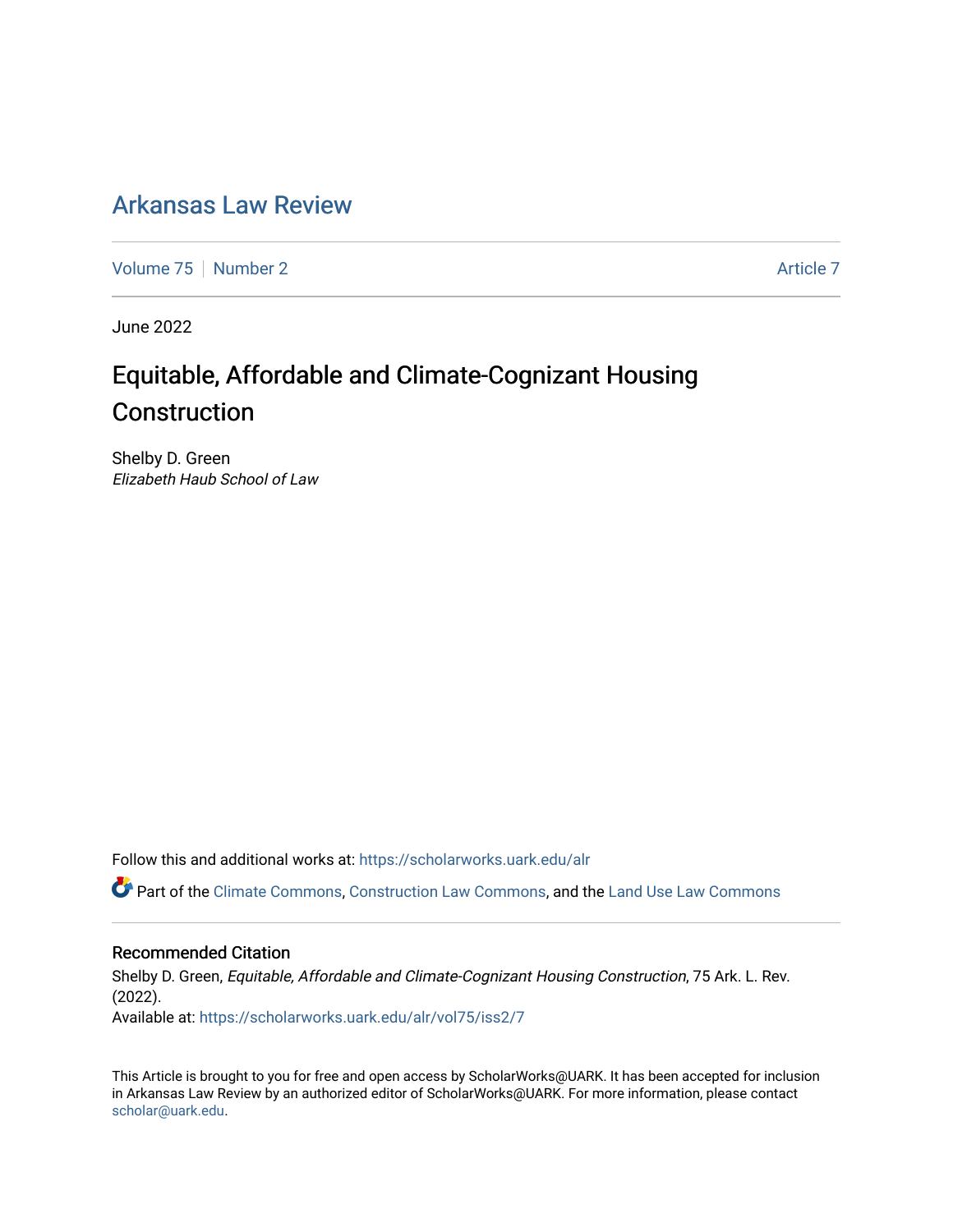# Arkansas Law Review

Volume 75 | Number 2 | Article 7

June 2022

## Equitable, Affordable and Climate-Cognizant Housing Construction

Shelby D. Green
*Elizabeth Haub School of Law*

Follow this and additional works at: https://scholarworks.uark.edu/alr

Part of the Climate Commons, Construction Law Commons, and the Land Use Law Commons

### Recommended Citation

Shelby D. Green, *Equitable, Affordable and Climate-Cognizant Housing Construction*, 75 Ark. L. Rev. (2022).
Available at: https://scholarworks.uark.edu/alr/vol75/iss2/7

This Article is brought to you for free and open access by ScholarWorks@UARK. It has been accepted for inclusion in Arkansas Law Review by an authorized editor of ScholarWorks@UARK. For more information, please contact scholar@uark.edu.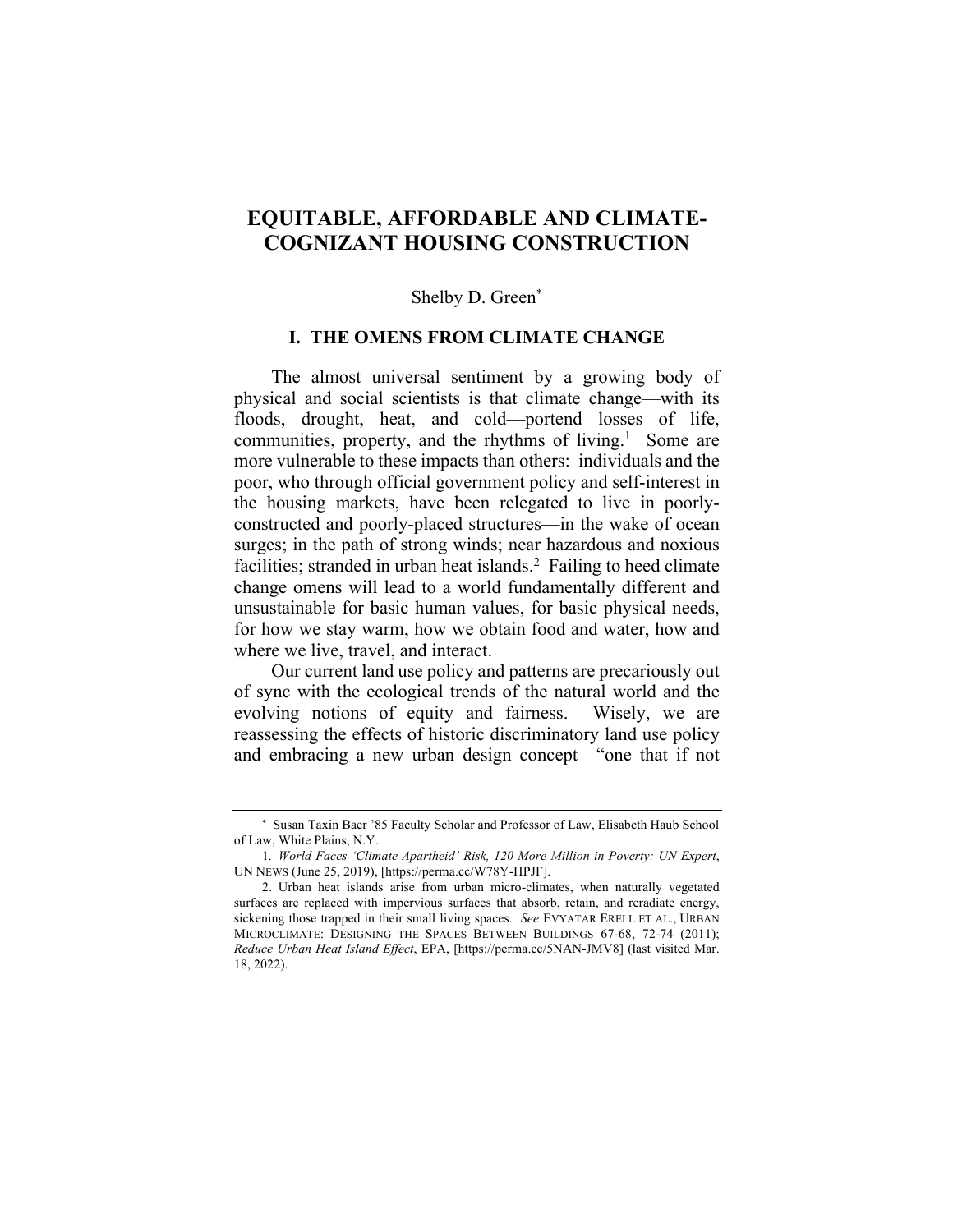# EQUITABLE, AFFORDABLE AND CLIMATE-COGNIZANT HOUSING CONSTRUCTION

Shelby D. Green*

## I. THE OMENS FROM CLIMATE CHANGE

The almost universal sentiment by a growing body of physical and social scientists is that climate change—with its floods, drought, heat, and cold—portend losses of life, communities, property, and the rhythms of living.[1] Some are more vulnerable to these impacts than others: individuals and the poor, who through official government policy and self-interest in the housing markets, have been relegated to live in poorly-constructed and poorly-placed structures—in the wake of ocean surges; in the path of strong winds; near hazardous and noxious facilities; stranded in urban heat islands.[2] Failing to heed climate change omens will lead to a world fundamentally different and unsustainable for basic human values, for basic physical needs, for how we stay warm, how we obtain food and water, how and where we live, travel, and interact.

Our current land use policy and patterns are precariously out of sync with the ecological trends of the natural world and the evolving notions of equity and fairness. Wisely, we are reassessing the effects of historic discriminatory land use policy and embracing a new urban design concept—"one that if not

---

\* Susan Taxin Baer '85 Faculty Scholar and Professor of Law, Elisabeth Haub School of Law, White Plains, N.Y.

1. *World Faces 'Climate Apartheid' Risk, 120 More Million in Poverty: UN Expert*, UN NEWS (June 25, 2019), [https://perma.cc/W78Y-HPJF].

2. Urban heat islands arise from urban micro-climates, when naturally vegetated surfaces are replaced with impervious surfaces that absorb, retain, and reradiate energy, sickening those trapped in their small living spaces. *See* EVYATAR ERELL ET AL., URBAN MICROCLIMATE: DESIGNING THE SPACES BETWEEN BUILDINGS 67-68, 72-74 (2011); *Reduce Urban Heat Island Effect*, EPA, [https://perma.cc/5NAN-JMV8] (last visited Mar. 18, 2022).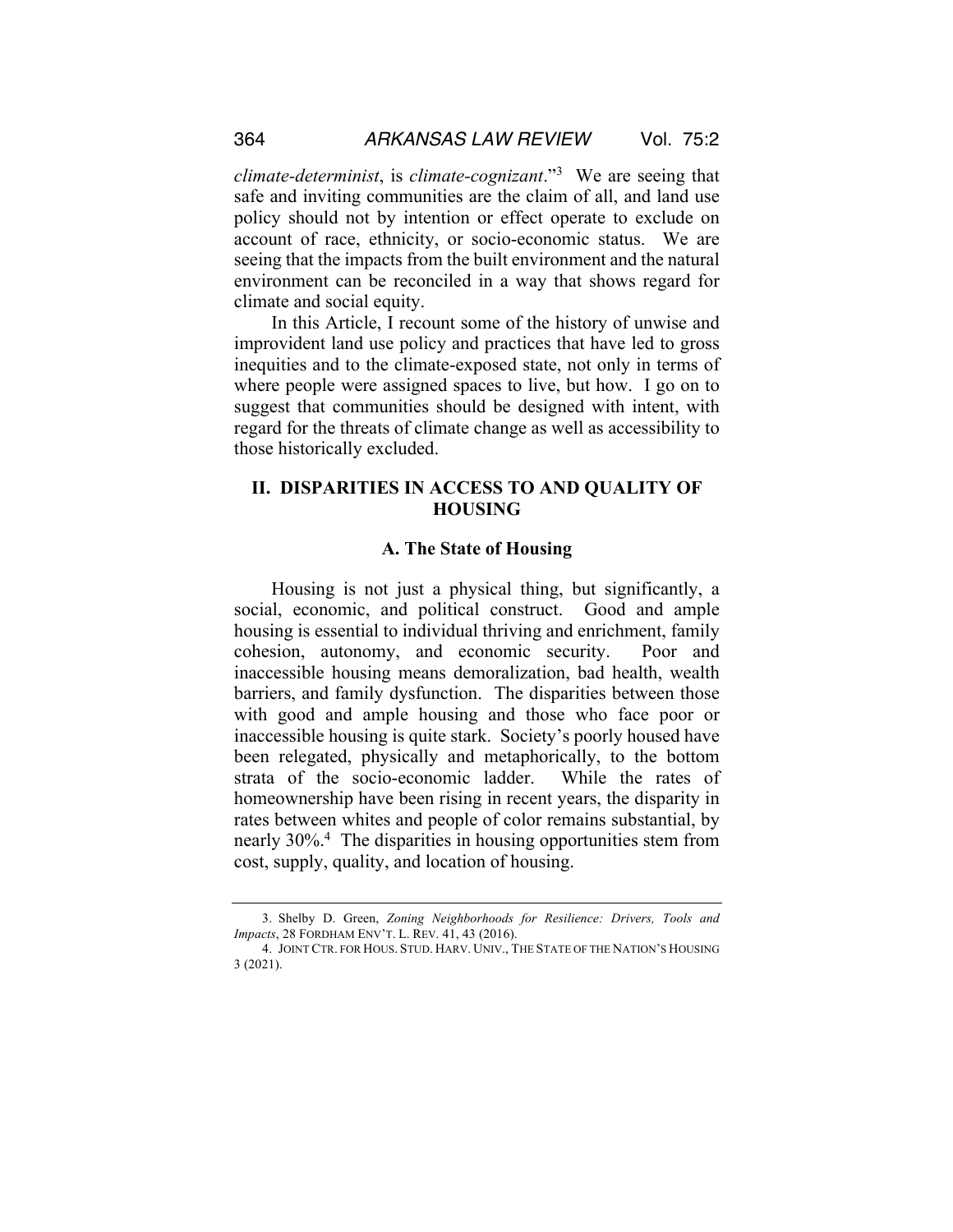*climate-determinist*, is *climate-cognizant*."[3] We are seeing that safe and inviting communities are the claim of all, and land use policy should not by intention or effect operate to exclude on account of race, ethnicity, or socio-economic status. We are seeing that the impacts from the built environment and the natural environment can be reconciled in a way that shows regard for climate and social equity.

In this Article, I recount some of the history of unwise and improvident land use policy and practices that have led to gross inequities and to the climate-exposed state, not only in terms of where people were assigned spaces to live, but how. I go on to suggest that communities should be designed with intent, with regard for the threats of climate change as well as accessibility to those historically excluded.

## II. DISPARITIES IN ACCESS TO AND QUALITY OF HOUSING

### A. The State of Housing

Housing is not just a physical thing, but significantly, a social, economic, and political construct. Good and ample housing is essential to individual thriving and enrichment, family cohesion, autonomy, and economic security. Poor and inaccessible housing means demoralization, bad health, wealth barriers, and family dysfunction. The disparities between those with good and ample housing and those who face poor or inaccessible housing is quite stark. Society's poorly housed have been relegated, physically and metaphorically, to the bottom strata of the socio-economic ladder. While the rates of homeownership have been rising in recent years, the disparity in rates between whites and people of color remains substantial, by nearly 30%.[4] The disparities in housing opportunities stem from cost, supply, quality, and location of housing.

---

3. Shelby D. Green, *Zoning Neighborhoods for Resilience: Drivers, Tools and Impacts*, 28 FORDHAM ENV'T. L. REV. 41, 43 (2016).

4. JOINT CTR. FOR HOUS. STUD. HARV. UNIV., THE STATE OF THE NATION'S HOUSING 3 (2021).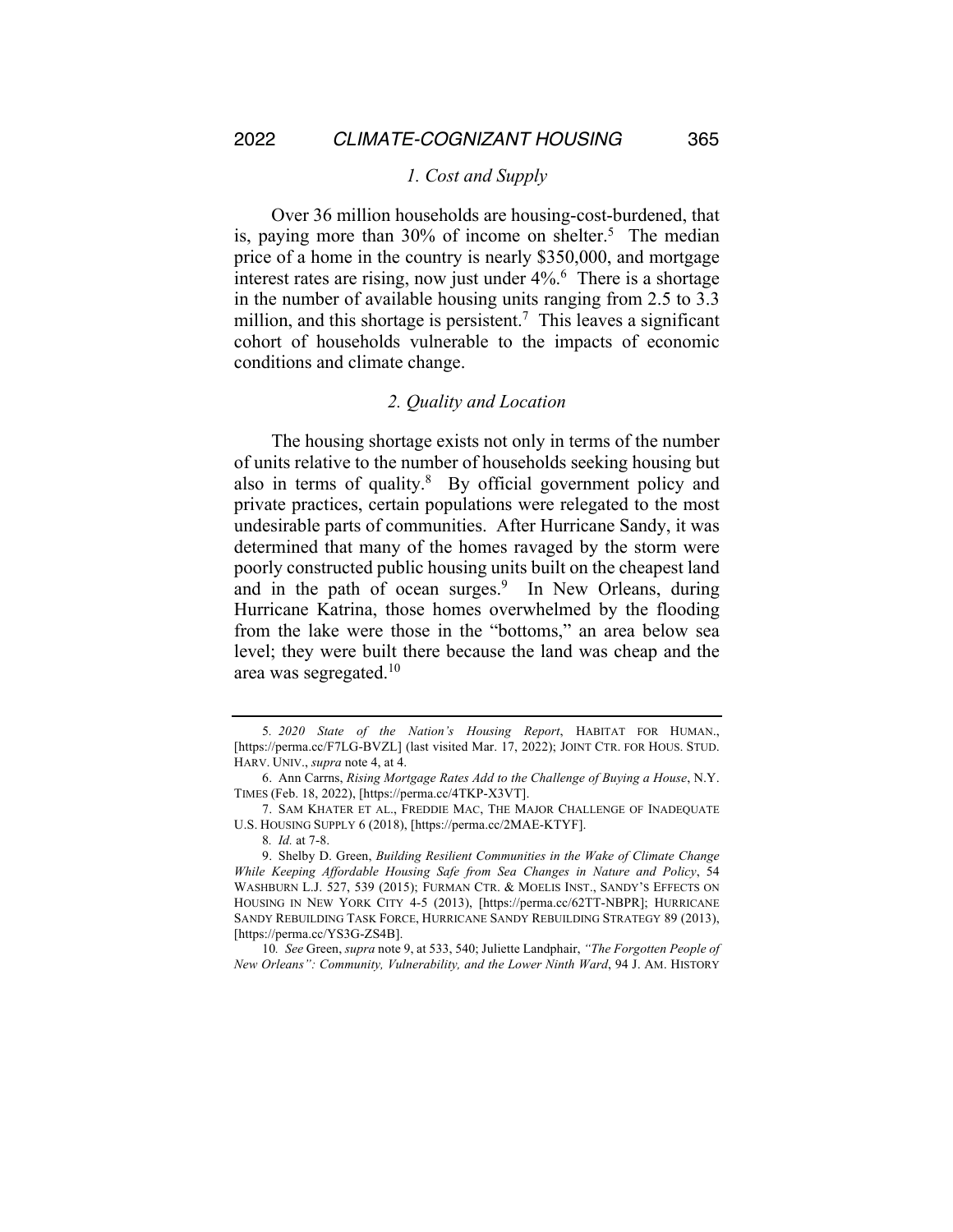### 1. Cost and Supply

Over 36 million households are housing-cost-burdened, that is, paying more than 30% of income on shelter.[5] The median price of a home in the country is nearly $350,000, and mortgage interest rates are rising, now just under 4%.[6] There is a shortage in the number of available housing units ranging from 2.5 to 3.3 million, and this shortage is persistent.[7] This leaves a significant cohort of households vulnerable to the impacts of economic conditions and climate change.

### 2. Quality and Location

The housing shortage exists not only in terms of the number of units relative to the number of households seeking housing but also in terms of quality.[8] By official government policy and private practices, certain populations were relegated to the most undesirable parts of communities. After Hurricane Sandy, it was determined that many of the homes ravaged by the storm were poorly constructed public housing units built on the cheapest land and in the path of ocean surges.[9] In New Orleans, during Hurricane Katrina, those homes overwhelmed by the flooding from the lake were those in the "bottoms," an area below sea level; they were built there because the land was cheap and the area was segregated.[10]

---

5. *2020 State of the Nation's Housing Report*, HABITAT FOR HUMAN., [https://perma.cc/F7LG-BVZL] (last visited Mar. 17, 2022); JOINT CTR. FOR HOUS. STUD. HARV. UNIV., *supra* note 4, at 4.

6. Ann Carrns, *Rising Mortgage Rates Add to the Challenge of Buying a House*, N.Y. TIMES (Feb. 18, 2022), [https://perma.cc/4TKP-X3VT].

7. SAM KHATER ET AL., FREDDIE MAC, THE MAJOR CHALLENGE OF INADEQUATE U.S. HOUSING SUPPLY 6 (2018), [https://perma.cc/2MAE-KTYF].

8. *Id.* at 7-8.

9. Shelby D. Green, *Building Resilient Communities in the Wake of Climate Change While Keeping Affordable Housing Safe from Sea Changes in Nature and Policy*, 54 WASHBURN L.J. 527, 539 (2015); FURMAN CTR. & MOELIS INST., SANDY'S EFFECTS ON HOUSING IN NEW YORK CITY 4-5 (2013), [https://perma.cc/62TT-NBPR]; HURRICANE SANDY REBUILDING TASK FORCE, HURRICANE SANDY REBUILDING STRATEGY 89 (2013), [https://perma.cc/YS3G-ZS4B].

10. *See* Green, *supra* note 9, at 533, 540; Juliette Landphair, *"The Forgotten People of New Orleans": Community, Vulnerability, and the Lower Ninth Ward*, 94 J. AM. HISTORY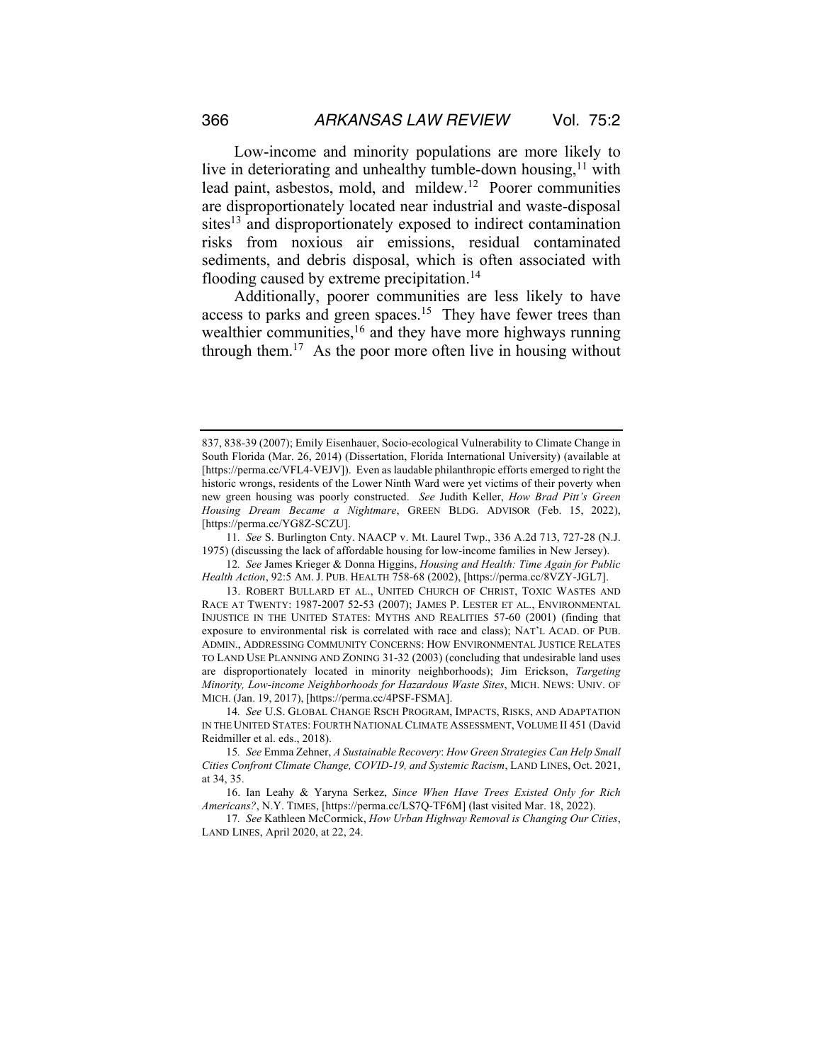Low-income and minority populations are more likely to live in deteriorating and unhealthy tumble-down housing,[11] with lead paint, asbestos, mold, and mildew.[12] Poorer communities are disproportionately located near industrial and waste-disposal sites[13] and disproportionately exposed to indirect contamination risks from noxious air emissions, residual contaminated sediments, and debris disposal, which is often associated with flooding caused by extreme precipitation.[14]

Additionally, poorer communities are less likely to have access to parks and green spaces.[15] They have fewer trees than wealthier communities,[16] and they have more highways running through them.[17] As the poor more often live in housing without

---

837, 838-39 (2007); Emily Eisenhauer, Socio-ecological Vulnerability to Climate Change in South Florida (Mar. 26, 2014) (Dissertation, Florida International University) (available at [https://perma.cc/VFL4-VEJV]). Even as laudable philanthropic efforts emerged to right the historic wrongs, residents of the Lower Ninth Ward were yet victims of their poverty when new green housing was poorly constructed. *See* Judith Keller, *How Brad Pitt's Green Housing Dream Became a Nightmare*, GREEN BLDG. ADVISOR (Feb. 15, 2022), [https://perma.cc/YG8Z-SCZU].

11. *See* S. Burlington Cnty. NAACP v. Mt. Laurel Twp., 336 A.2d 713, 727-28 (N.J. 1975) (discussing the lack of affordable housing for low-income families in New Jersey).

12. *See* James Krieger & Donna Higgins, *Housing and Health: Time Again for Public Health Action*, 92:5 AM. J. PUB. HEALTH 758-68 (2002), [https://perma.cc/8VZY-JGL7].

13. ROBERT BULLARD ET AL., UNITED CHURCH OF CHRIST, TOXIC WASTES AND RACE AT TWENTY: 1987-2007 52-53 (2007); JAMES P. LESTER ET AL., ENVIRONMENTAL INJUSTICE IN THE UNITED STATES: MYTHS AND REALITIES 57-60 (2001) (finding that exposure to environmental risk is correlated with race and class); NAT'L ACAD. OF PUB. ADMIN., ADDRESSING COMMUNITY CONCERNS: HOW ENVIRONMENTAL JUSTICE RELATES TO LAND USE PLANNING AND ZONING 31-32 (2003) (concluding that undesirable land uses are disproportionately located in minority neighborhoods); Jim Erickson, *Targeting Minority, Low-income Neighborhoods for Hazardous Waste Sites*, MICH. NEWS: UNIV. OF MICH. (Jan. 19, 2017), [https://perma.cc/4PSF-FSMA].

14. *See* U.S. GLOBAL CHANGE RSCH PROGRAM, IMPACTS, RISKS, AND ADAPTATION IN THE UNITED STATES: FOURTH NATIONAL CLIMATE ASSESSMENT, VOLUME II 451 (David Reidmiller et al. eds., 2018).

15. *See* Emma Zehner, *A Sustainable Recovery*: *How Green Strategies Can Help Small Cities Confront Climate Change, COVID-19, and Systemic Racism*, LAND LINES, Oct. 2021, at 34, 35.

16. Ian Leahy & Yaryna Serkez, *Since When Have Trees Existed Only for Rich Americans?*, N.Y. TIMES, [https://perma.cc/LS7Q-TF6M] (last visited Mar. 18, 2022).

17. *See* Kathleen McCormick, *How Urban Highway Removal is Changing Our Cities*, LAND LINES, April 2020, at 22, 24.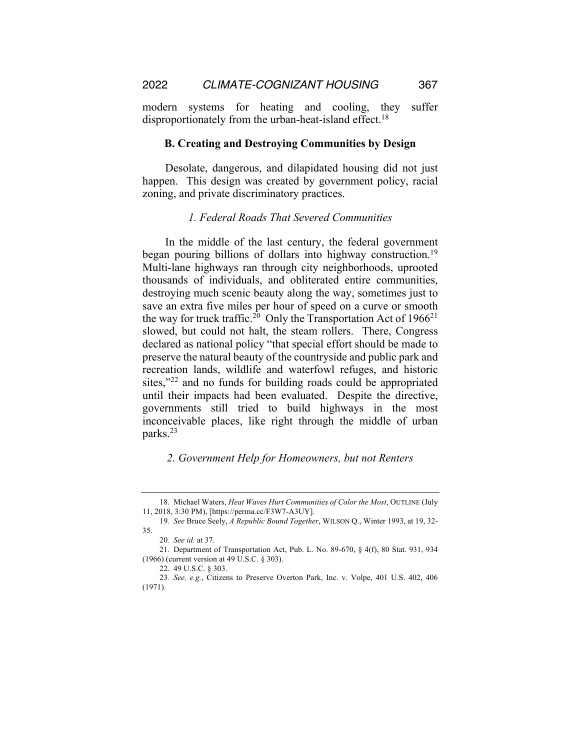modern systems for heating and cooling, they suffer disproportionately from the urban-heat-island effect.[18]

### B. Creating and Destroying Communities by Design

Desolate, dangerous, and dilapidated housing did not just happen. This design was created by government policy, racial zoning, and private discriminatory practices.

#### *1. Federal Roads That Severed Communities*

In the middle of the last century, the federal government began pouring billions of dollars into highway construction.[19] Multi-lane highways ran through city neighborhoods, uprooted thousands of individuals, and obliterated entire communities, destroying much scenic beauty along the way, sometimes just to save an extra five miles per hour of speed on a curve or smooth the way for truck traffic.[20] Only the Transportation Act of 1966[21] slowed, but could not halt, the steam rollers. There, Congress declared as national policy "that special effort should be made to preserve the natural beauty of the countryside and public park and recreation lands, wildlife and waterfowl refuges, and historic sites,"[22] and no funds for building roads could be appropriated until their impacts had been evaluated. Despite the directive, governments still tried to build highways in the most inconceivable places, like right through the middle of urban parks.[23]

#### *2. Government Help for Homeowners, but not Renters*

---

18. Michael Waters, *Heat Waves Hurt Communities of Color the Most*, OUTLINE (July 11, 2018, 3:30 PM), [https://perma.cc/F3W7-A3UY].

19. *See* Bruce Seely, *A Republic Bound Together*, WILSON Q., Winter 1993, at 19, 32-35.

20. *See id.* at 37.

21. Department of Transportation Act, Pub. L. No. 89-670, § 4(f), 80 Stat. 931, 934 (1966) (current version at 49 U.S.C. § 303).

22. 49 U.S.C. § 303.

23. *See, e.g.*, Citizens to Preserve Overton Park, Inc. v. Volpe, 401 U.S. 402, 406 (1971).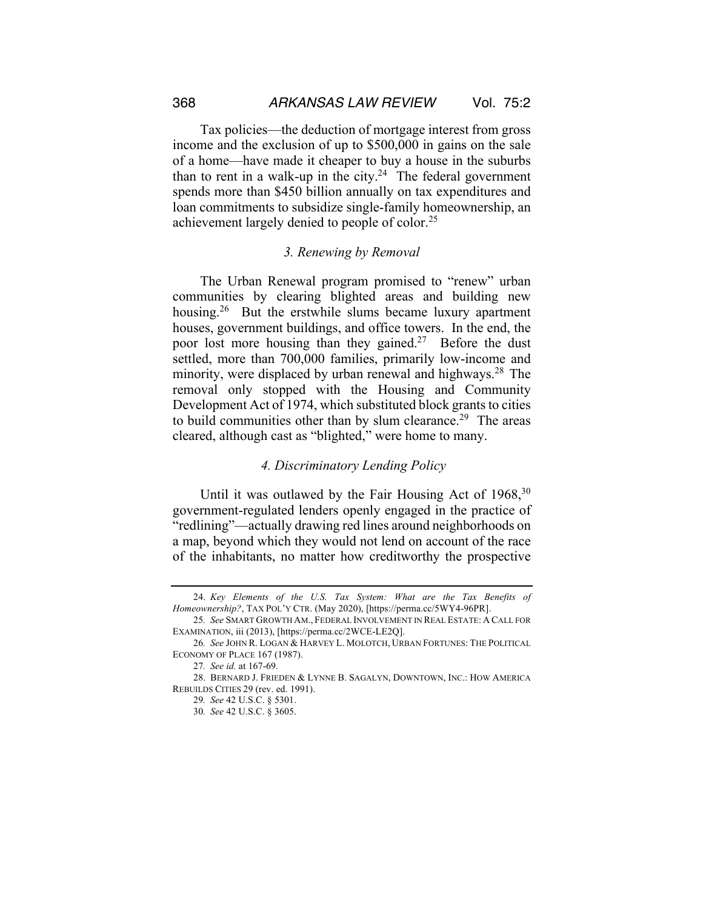Tax policies—the deduction of mortgage interest from gross income and the exclusion of up to $500,000 in gains on the sale of a home—have made it cheaper to buy a house in the suburbs than to rent in a walk-up in the city.[24] The federal government spends more than $450 billion annually on tax expenditures and loan commitments to subsidize single-family homeownership, an achievement largely denied to people of color.[25]

### *3. Renewing by Removal*

The Urban Renewal program promised to "renew" urban communities by clearing blighted areas and building new housing.[26] But the erstwhile slums became luxury apartment houses, government buildings, and office towers. In the end, the poor lost more housing than they gained.[27] Before the dust settled, more than 700,000 families, primarily low-income and minority, were displaced by urban renewal and highways.[28] The removal only stopped with the Housing and Community Development Act of 1974, which substituted block grants to cities to build communities other than by slum clearance.[29] The areas cleared, although cast as "blighted," were home to many.

### *4. Discriminatory Lending Policy*

Until it was outlawed by the Fair Housing Act of 1968,[30] government-regulated lenders openly engaged in the practice of "redlining"—actually drawing red lines around neighborhoods on a map, beyond which they would not lend on account of the race of the inhabitants, no matter how creditworthy the prospective

---

24. *Key Elements of the U.S. Tax System: What are the Tax Benefits of Homeownership?*, TAX POL'Y CTR. (May 2020), [https://perma.cc/5WY4-96PR].

25. *See* SMART GROWTH AM., FEDERAL INVOLVEMENT IN REAL ESTATE: A CALL FOR EXAMINATION, iii (2013), [https://perma.cc/2WCE-LE2Q].

26. *See* JOHN R. LOGAN & HARVEY L. MOLOTCH, URBAN FORTUNES: THE POLITICAL ECONOMY OF PLACE 167 (1987).

27. *See id.* at 167-69.

28. BERNARD J. FRIEDEN & LYNNE B. SAGALYN, DOWNTOWN, INC.: HOW AMERICA REBUILDS CITIES 29 (rev. ed. 1991).

29. *See* 42 U.S.C. § 5301.

30. *See* 42 U.S.C. § 3605.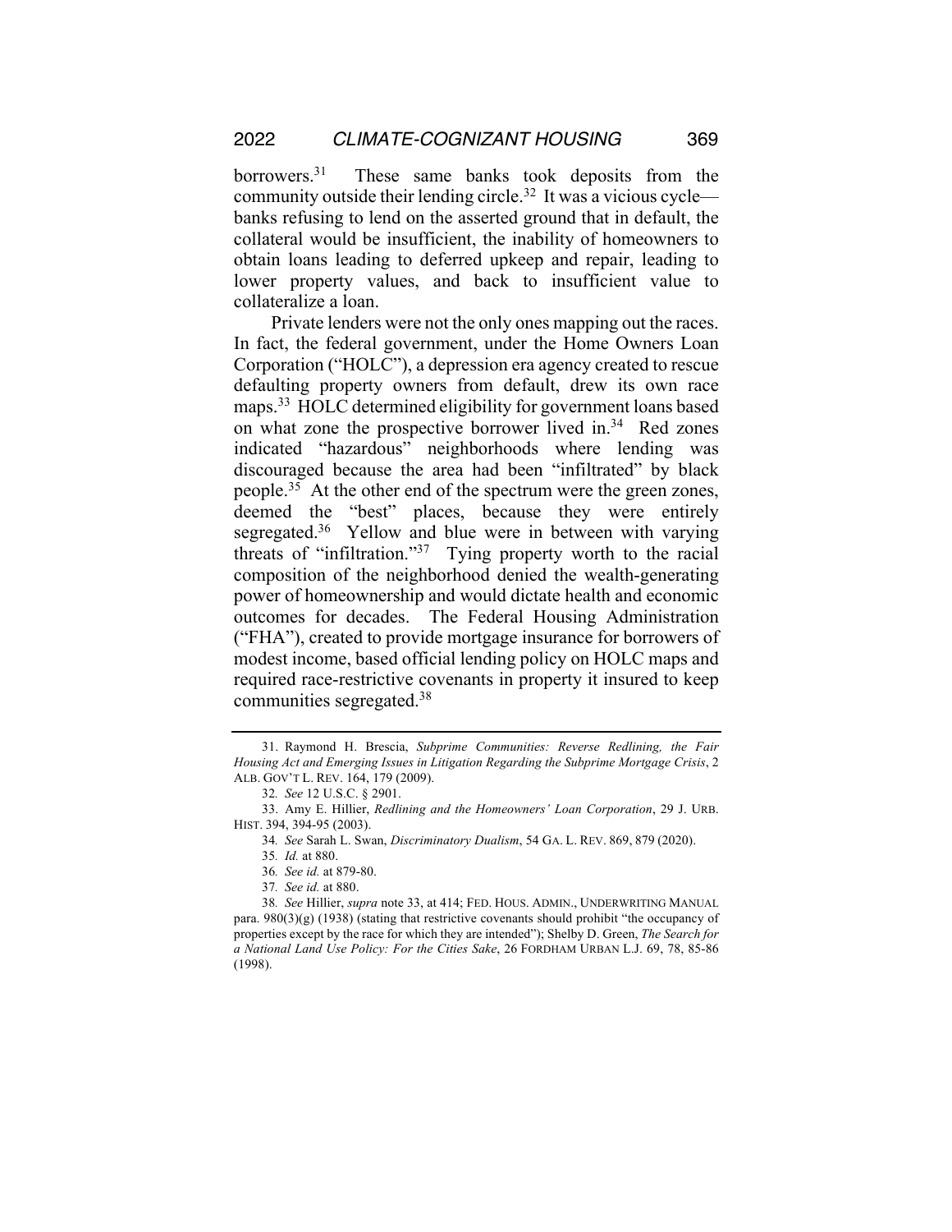borrowers.[31] These same banks took deposits from the community outside their lending circle.[32] It was a vicious cycle—banks refusing to lend on the asserted ground that in default, the collateral would be insufficient, the inability of homeowners to obtain loans leading to deferred upkeep and repair, leading to lower property values, and back to insufficient value to collateralize a loan.

Private lenders were not the only ones mapping out the races. In fact, the federal government, under the Home Owners Loan Corporation ("HOLC"), a depression era agency created to rescue defaulting property owners from default, drew its own race maps.[33] HOLC determined eligibility for government loans based on what zone the prospective borrower lived in.[34] Red zones indicated "hazardous" neighborhoods where lending was discouraged because the area had been "infiltrated" by black people.[35] At the other end of the spectrum were the green zones, deemed the "best" places, because they were entirely segregated.[36] Yellow and blue were in between with varying threats of "infiltration."[37] Tying property worth to the racial composition of the neighborhood denied the wealth-generating power of homeownership and would dictate health and economic outcomes for decades. The Federal Housing Administration ("FHA"), created to provide mortgage insurance for borrowers of modest income, based official lending policy on HOLC maps and required race-restrictive covenants in property it insured to keep communities segregated.[38]

---

31. Raymond H. Brescia, *Subprime Communities: Reverse Redlining, the Fair Housing Act and Emerging Issues in Litigation Regarding the Subprime Mortgage Crisis*, 2 ALB. GOV'T L. REV. 164, 179 (2009).

32. *See* 12 U.S.C. § 2901.

33. Amy E. Hillier, *Redlining and the Homeowners' Loan Corporation*, 29 J. URB. HIST. 394, 394-95 (2003).

34. *See* Sarah L. Swan, *Discriminatory Dualism*, 54 GA. L. REV. 869, 879 (2020).

35. *Id.* at 880.

36. *See id.* at 879-80.

37. *See id.* at 880.

38. *See* Hillier, *supra* note 33, at 414; FED. HOUS. ADMIN., UNDERWRITING MANUAL para. 980(3)(g) (1938) (stating that restrictive covenants should prohibit "the occupancy of properties except by the race for which they are intended"); Shelby D. Green, *The Search for a National Land Use Policy: For the Cities Sake*, 26 FORDHAM URBAN L.J. 69, 78, 85-86 (1998).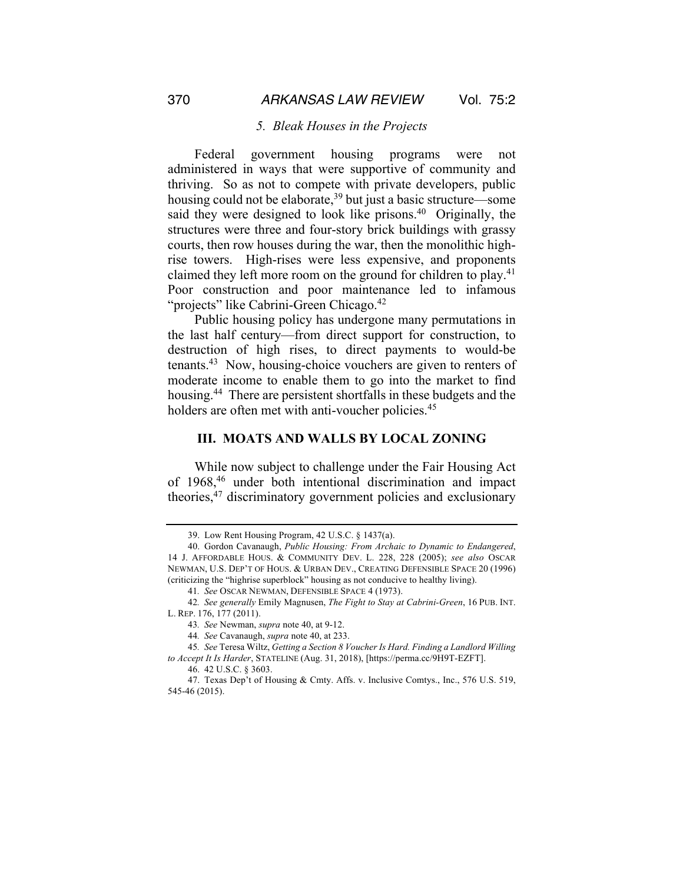### *5. Bleak Houses in the Projects*

Federal government housing programs were not administered in ways that were supportive of community and thriving. So as not to compete with private developers, public housing could not be elaborate,[39] but just a basic structure—some said they were designed to look like prisons.[40] Originally, the structures were three and four-story brick buildings with grassy courts, then row houses during the war, then the monolithic high-rise towers. High-rises were less expensive, and proponents claimed they left more room on the ground for children to play.[41] Poor construction and poor maintenance led to infamous "projects" like Cabrini-Green Chicago.[42]

Public housing policy has undergone many permutations in the last half century—from direct support for construction, to destruction of high rises, to direct payments to would-be tenants.[43] Now, housing-choice vouchers are given to renters of moderate income to enable them to go into the market to find housing.[44] There are persistent shortfalls in these budgets and the holders are often met with anti-voucher policies.[45]

## III. MOATS AND WALLS BY LOCAL ZONING

While now subject to challenge under the Fair Housing Act of 1968,[46] under both intentional discrimination and impact theories,[47] discriminatory government policies and exclusionary

---

39. Low Rent Housing Program, 42 U.S.C. § 1437(a).

40. Gordon Cavanaugh, *Public Housing: From Archaic to Dynamic to Endangered*, 14 J. AFFORDABLE HOUS. & COMMUNITY DEV. L. 228, 228 (2005); *see also* OSCAR NEWMAN, U.S. DEP'T OF HOUS. & URBAN DEV., CREATING DEFENSIBLE SPACE 20 (1996) (criticizing the "highrise superblock" housing as not conducive to healthy living).

41. *See* OSCAR NEWMAN, DEFENSIBLE SPACE 4 (1973).

42. *See generally* Emily Magnusen, *The Fight to Stay at Cabrini-Green*, 16 PUB. INT. L. REP. 176, 177 (2011).

43. *See* Newman, *supra* note 40, at 9-12.

44. *See* Cavanaugh, *supra* note 40, at 233.

45. *See* Teresa Wiltz, *Getting a Section 8 Voucher Is Hard. Finding a Landlord Willing to Accept It Is Harder*, STATELINE (Aug. 31, 2018), [https://perma.cc/9H9T-EZFT].

46. 42 U.S.C. § 3603.

47. Texas Dep't of Housing & Cmty. Affs. v. Inclusive Comtys., Inc., 576 U.S. 519, 545-46 (2015).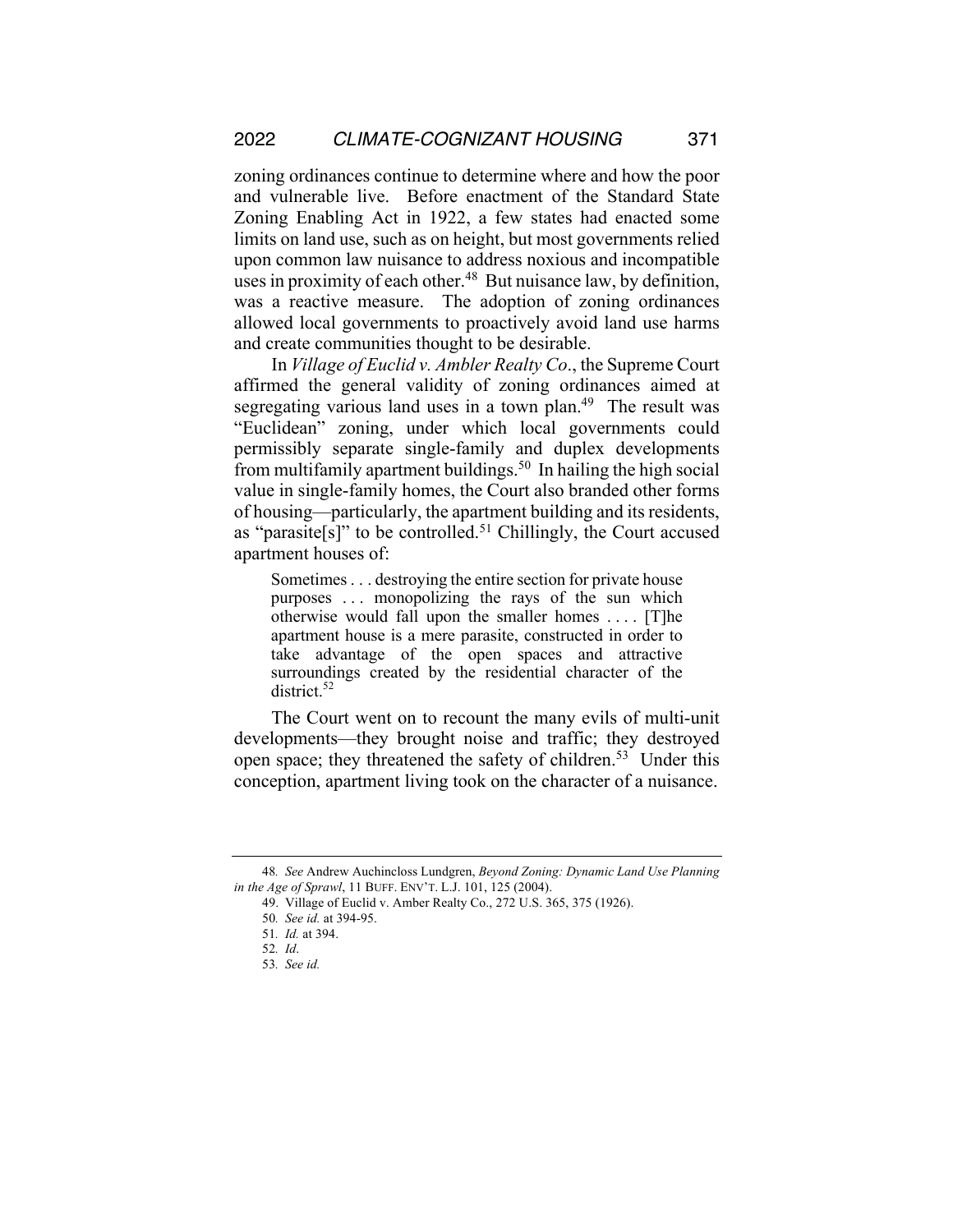zoning ordinances continue to determine where and how the poor and vulnerable live. Before enactment of the Standard State Zoning Enabling Act in 1922, a few states had enacted some limits on land use, such as on height, but most governments relied upon common law nuisance to address noxious and incompatible uses in proximity of each other.[48] But nuisance law, by definition, was a reactive measure. The adoption of zoning ordinances allowed local governments to proactively avoid land use harms and create communities thought to be desirable.

In *Village of Euclid v. Ambler Realty Co*., the Supreme Court affirmed the general validity of zoning ordinances aimed at segregating various land uses in a town plan.[49] The result was "Euclidean" zoning, under which local governments could permissibly separate single-family and duplex developments from multifamily apartment buildings.[50] In hailing the high social value in single-family homes, the Court also branded other forms of housing—particularly, the apartment building and its residents, as "parasite[s]" to be controlled.[51] Chillingly, the Court accused apartment houses of:

> Sometimes . . . destroying the entire section for private house purposes . . . monopolizing the rays of the sun which otherwise would fall upon the smaller homes . . . . [T]he apartment house is a mere parasite, constructed in order to take advantage of the open spaces and attractive surroundings created by the residential character of the district.[52]

The Court went on to recount the many evils of multi-unit developments—they brought noise and traffic; they destroyed open space; they threatened the safety of children.[53] Under this conception, apartment living took on the character of a nuisance.

---

48. *See* Andrew Auchincloss Lundgren, *Beyond Zoning: Dynamic Land Use Planning in the Age of Sprawl*, 11 BUFF. ENV'T. L.J. 101, 125 (2004).

49. Village of Euclid v. Amber Realty Co., 272 U.S. 365, 375 (1926).

50. *See id.* at 394-95.

51. *Id.* at 394.

52. *Id*.

53. *See id.*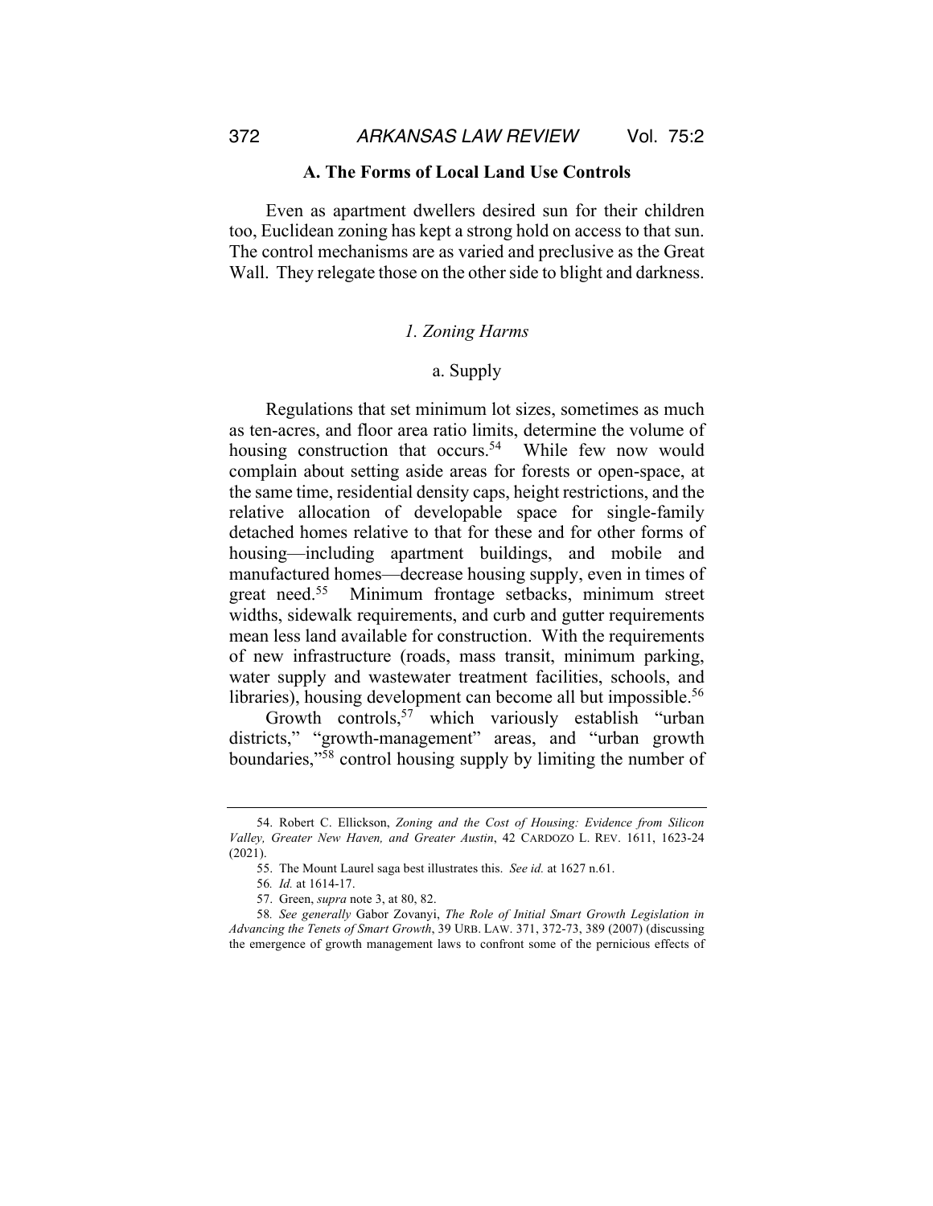### A. The Forms of Local Land Use Controls

Even as apartment dwellers desired sun for their children too, Euclidean zoning has kept a strong hold on access to that sun. The control mechanisms are as varied and preclusive as the Great Wall. They relegate those on the other side to blight and darkness.

#### *1. Zoning Harms*

##### a. Supply

Regulations that set minimum lot sizes, sometimes as much as ten-acres, and floor area ratio limits, determine the volume of housing construction that occurs.[54] While few now would complain about setting aside areas for forests or open-space, at the same time, residential density caps, height restrictions, and the relative allocation of developable space for single-family detached homes relative to that for these and for other forms of housing—including apartment buildings, and mobile and manufactured homes—decrease housing supply, even in times of great need.[55] Minimum frontage setbacks, minimum street widths, sidewalk requirements, and curb and gutter requirements mean less land available for construction. With the requirements of new infrastructure (roads, mass transit, minimum parking, water supply and wastewater treatment facilities, schools, and libraries), housing development can become all but impossible.[56]

Growth controls,[57] which variously establish "urban districts," "growth-management" areas, and "urban growth boundaries,"[58] control housing supply by limiting the number of

---

54. Robert C. Ellickson, *Zoning and the Cost of Housing: Evidence from Silicon Valley, Greater New Haven, and Greater Austin*, 42 CARDOZO L. REV. 1611, 1623-24 (2021).

55. The Mount Laurel saga best illustrates this. *See id.* at 1627 n.61.

56. *Id.* at 1614-17.

57. Green, *supra* note 3, at 80, 82.

58. *See generally* Gabor Zovanyi, *The Role of Initial Smart Growth Legislation in Advancing the Tenets of Smart Growth*, 39 URB. LAW. 371, 372-73, 389 (2007) (discussing the emergence of growth management laws to confront some of the pernicious effects of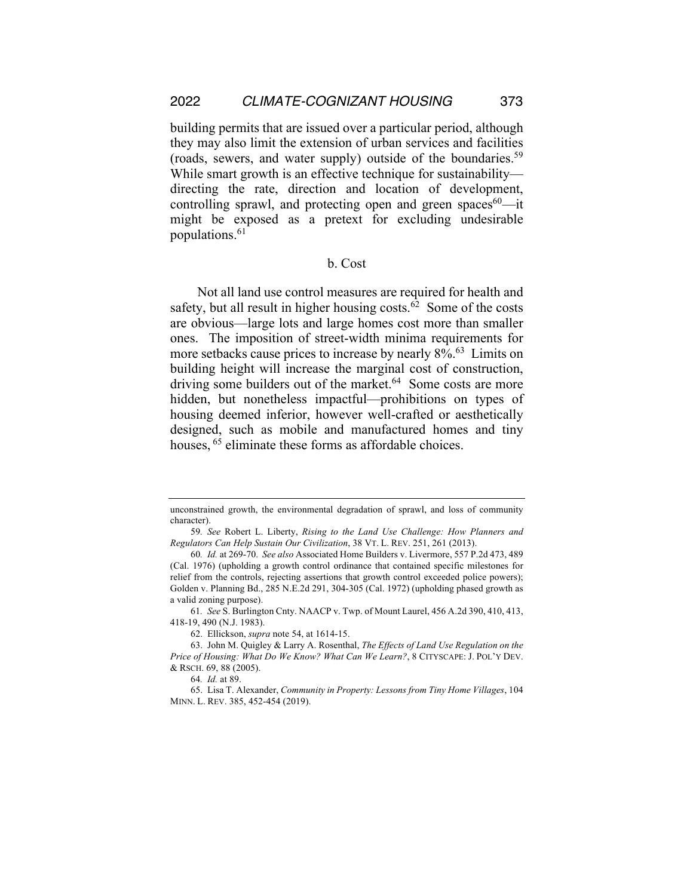building permits that are issued over a particular period, although they may also limit the extension of urban services and facilities (roads, sewers, and water supply) outside of the boundaries.[59] While smart growth is an effective technique for sustainability—directing the rate, direction and location of development, controlling sprawl, and protecting open and green spaces[60]—it might be exposed as a pretext for excluding undesirable populations.[61]

b. Cost

Not all land use control measures are required for health and safety, but all result in higher housing costs.[62] Some of the costs are obvious—large lots and large homes cost more than smaller ones. The imposition of street-width minima requirements for more setbacks cause prices to increase by nearly 8%.[63] Limits on building height will increase the marginal cost of construction, driving some builders out of the market.[64] Some costs are more hidden, but nonetheless impactful—prohibitions on types of housing deemed inferior, however well-crafted or aesthetically designed, such as mobile and manufactured homes and tiny houses,[65] eliminate these forms as affordable choices.

---

unconstrained growth, the environmental degradation of sprawl, and loss of community character).

59. *See* Robert L. Liberty, *Rising to the Land Use Challenge: How Planners and Regulators Can Help Sustain Our Civilization*, 38 VT. L. REV. 251, 261 (2013).

60. *Id.* at 269-70. *See also* Associated Home Builders v. Livermore, 557 P.2d 473, 489 (Cal. 1976) (upholding a growth control ordinance that contained specific milestones for relief from the controls, rejecting assertions that growth control exceeded police powers); Golden v. Planning Bd., 285 N.E.2d 291, 304-305 (Cal. 1972) (upholding phased growth as a valid zoning purpose).

61. *See* S. Burlington Cnty. NAACP v. Twp. of Mount Laurel, 456 A.2d 390, 410, 413, 418-19, 490 (N.J. 1983).

62. Ellickson, *supra* note 54, at 1614-15.

63. John M. Quigley & Larry A. Rosenthal, *The Effects of Land Use Regulation on the Price of Housing: What Do We Know? What Can We Learn?*, 8 CITYSCAPE: J. POL'Y DEV. & RSCH. 69, 88 (2005).

64. *Id.* at 89.

65. Lisa T. Alexander, *Community in Property: Lessons from Tiny Home Villages*, 104 MINN. L. REV. 385, 452-454 (2019).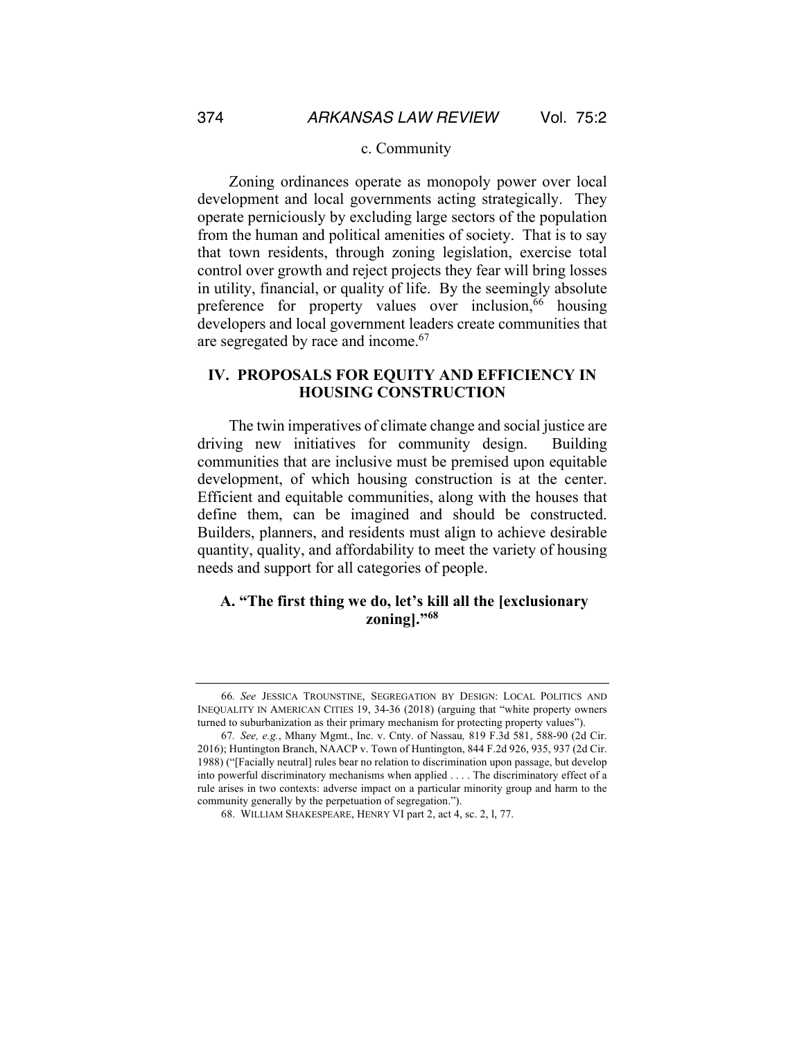c. Community

Zoning ordinances operate as monopoly power over local development and local governments acting strategically. They operate perniciously by excluding large sectors of the population from the human and political amenities of society. That is to say that town residents, through zoning legislation, exercise total control over growth and reject projects they fear will bring losses in utility, financial, or quality of life. By the seemingly absolute preference for property values over inclusion,[66] housing developers and local government leaders create communities that are segregated by race and income.[67]

## IV. PROPOSALS FOR EQUITY AND EFFICIENCY IN HOUSING CONSTRUCTION

The twin imperatives of climate change and social justice are driving new initiatives for community design. Building communities that are inclusive must be premised upon equitable development, of which housing construction is at the center. Efficient and equitable communities, along with the houses that define them, can be imagined and should be constructed. Builders, planners, and residents must align to achieve desirable quantity, quality, and affordability to meet the variety of housing needs and support for all categories of people.

### A. "The first thing we do, let's kill all the [exclusionary zoning]."[68]

---

66. *See* JESSICA TROUNSTINE, SEGREGATION BY DESIGN: LOCAL POLITICS AND INEQUALITY IN AMERICAN CITIES 19, 34-36 (2018) (arguing that "white property owners turned to suburbanization as their primary mechanism for protecting property values").

67. *See, e.g.*, Mhany Mgmt., Inc. v. Cnty. of Nassau, 819 F.3d 581, 588-90 (2d Cir. 2016); Huntington Branch, NAACP v. Town of Huntington, 844 F.2d 926, 935, 937 (2d Cir. 1988) ("[Facially neutral] rules bear no relation to discrimination upon passage, but develop into powerful discriminatory mechanisms when applied . . . . The discriminatory effect of a rule arises in two contexts: adverse impact on a particular minority group and harm to the community generally by the perpetuation of segregation.").

68. WILLIAM SHAKESPEARE, HENRY VI part 2, act 4, sc. 2, l, 77.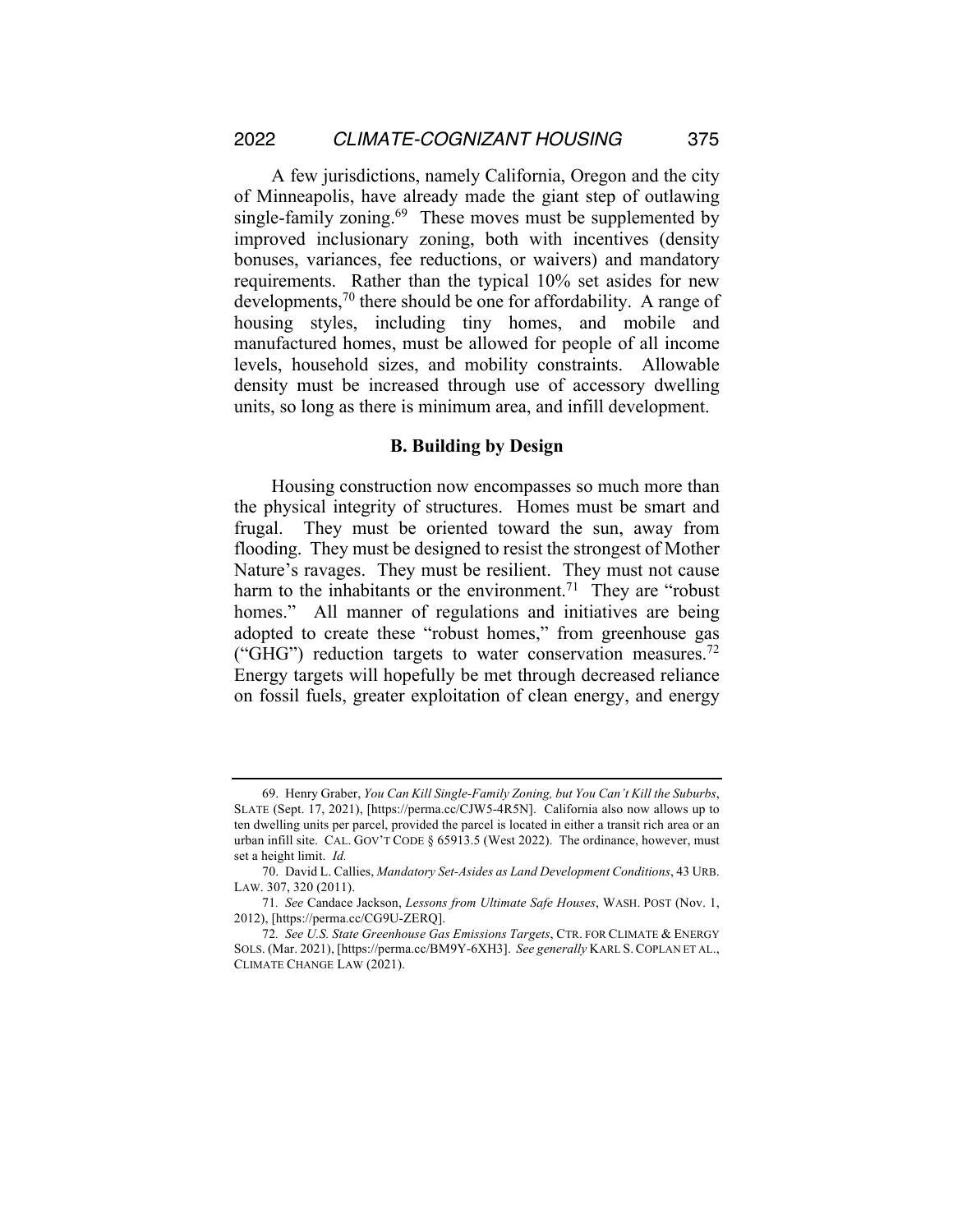A few jurisdictions, namely California, Oregon and the city of Minneapolis, have already made the giant step of outlawing single-family zoning.[69] These moves must be supplemented by improved inclusionary zoning, both with incentives (density bonuses, variances, fee reductions, or waivers) and mandatory requirements. Rather than the typical 10% set asides for new developments,[70] there should be one for affordability. A range of housing styles, including tiny homes, and mobile and manufactured homes, must be allowed for people of all income levels, household sizes, and mobility constraints. Allowable density must be increased through use of accessory dwelling units, so long as there is minimum area, and infill development.

### B. Building by Design

Housing construction now encompasses so much more than the physical integrity of structures. Homes must be smart and frugal. They must be oriented toward the sun, away from flooding. They must be designed to resist the strongest of Mother Nature's ravages. They must be resilient. They must not cause harm to the inhabitants or the environment.[71] They are "robust homes." All manner of regulations and initiatives are being adopted to create these "robust homes," from greenhouse gas ("GHG") reduction targets to water conservation measures.[72] Energy targets will hopefully be met through decreased reliance on fossil fuels, greater exploitation of clean energy, and energy

---

69. Henry Graber, *You Can Kill Single-Family Zoning, but You Can't Kill the Suburbs*, SLATE (Sept. 17, 2021), [https://perma.cc/CJW5-4R5N]. California also now allows up to ten dwelling units per parcel, provided the parcel is located in either a transit rich area or an urban infill site. CAL. GOV'T CODE § 65913.5 (West 2022). The ordinance, however, must set a height limit. *Id.*

70. David L. Callies, *Mandatory Set-Asides as Land Development Conditions*, 43 URB. LAW. 307, 320 (2011).

71. *See* Candace Jackson, *Lessons from Ultimate Safe Houses*, WASH. POST (Nov. 1, 2012), [https://perma.cc/CG9U-ZERQ].

72. *See U.S. State Greenhouse Gas Emissions Targets*, CTR. FOR CLIMATE & ENERGY SOLS. (Mar. 2021), [https://perma.cc/BM9Y-6XH3]. *See generally* KARL S. COPLAN ET AL., CLIMATE CHANGE LAW (2021).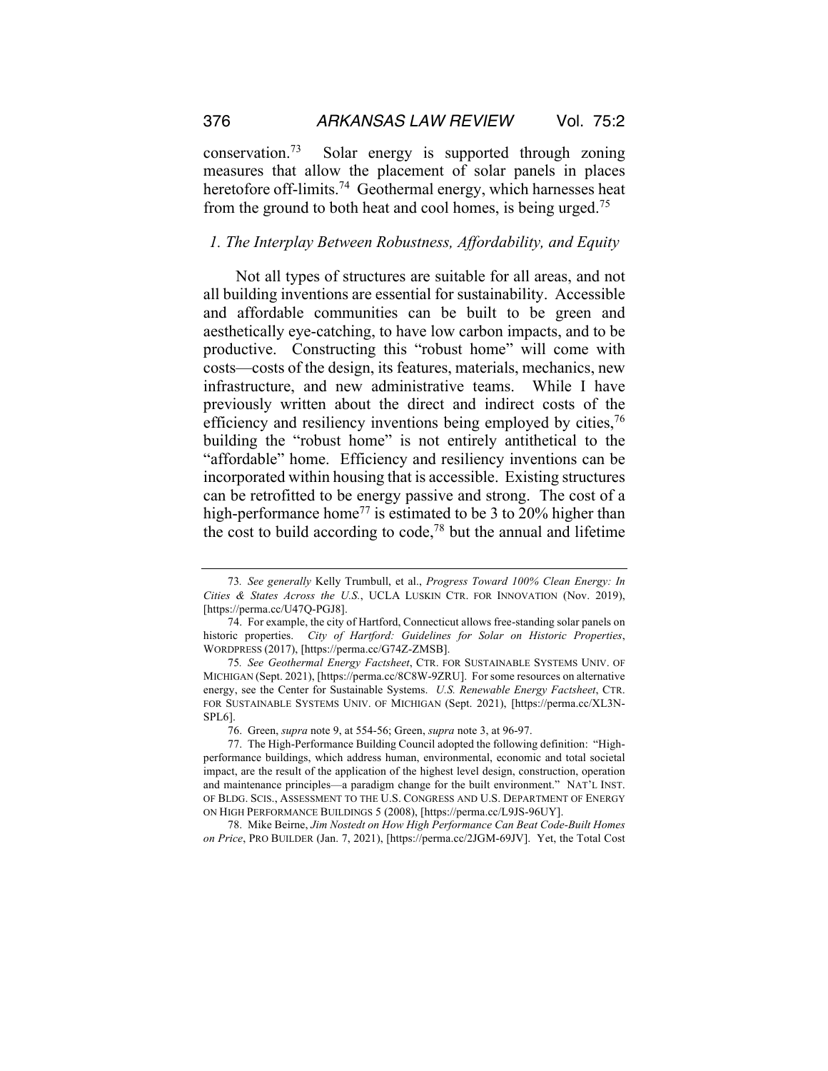conservation.[73] Solar energy is supported through zoning measures that allow the placement of solar panels in places heretofore off-limits.[74] Geothermal energy, which harnesses heat from the ground to both heat and cool homes, is being urged.[75]

### *1. The Interplay Between Robustness, Affordability, and Equity*

Not all types of structures are suitable for all areas, and not all building inventions are essential for sustainability. Accessible and affordable communities can be built to be green and aesthetically eye-catching, to have low carbon impacts, and to be productive. Constructing this "robust home" will come with costs—costs of the design, its features, materials, mechanics, new infrastructure, and new administrative teams. While I have previously written about the direct and indirect costs of the efficiency and resiliency inventions being employed by cities,[76] building the "robust home" is not entirely antithetical to the "affordable" home. Efficiency and resiliency inventions can be incorporated within housing that is accessible. Existing structures can be retrofitted to be energy passive and strong. The cost of a high-performance home[77] is estimated to be 3 to 20% higher than the cost to build according to code,[78] but the annual and lifetime

---

73. *See generally* Kelly Trumbull, et al., *Progress Toward 100% Clean Energy: In Cities & States Across the U.S.*, UCLA LUSKIN CTR. FOR INNOVATION (Nov. 2019), [https://perma.cc/U47Q-PGJ8].

74. For example, the city of Hartford, Connecticut allows free-standing solar panels on historic properties. *City of Hartford: Guidelines for Solar on Historic Properties*, WORDPRESS (2017), [https://perma.cc/G74Z-ZMSB].

75. *See Geothermal Energy Factsheet*, CTR. FOR SUSTAINABLE SYSTEMS UNIV. OF MICHIGAN (Sept. 2021), [https://perma.cc/8C8W-9ZRU]. For some resources on alternative energy, see the Center for Sustainable Systems. *U.S. Renewable Energy Factsheet*, CTR. FOR SUSTAINABLE SYSTEMS UNIV. OF MICHIGAN (Sept. 2021), [https://perma.cc/XL3N-SPL6].

76. Green, *supra* note 9, at 554-56; Green, *supra* note 3, at 96-97.

77. The High-Performance Building Council adopted the following definition: "High-performance buildings, which address human, environmental, economic and total societal impact, are the result of the application of the highest level design, construction, operation and maintenance principles—a paradigm change for the built environment." NAT'L INST. OF BLDG. SCIS., ASSESSMENT TO THE U.S. CONGRESS AND U.S. DEPARTMENT OF ENERGY ON HIGH PERFORMANCE BUILDINGS 5 (2008), [https://perma.cc/L9JS-96UY].

78. Mike Beirne, *Jim Nostedt on How High Performance Can Beat Code-Built Homes on Price*, PRO BUILDER (Jan. 7, 2021), [https://perma.cc/2JGM-69JV]. Yet, the Total Cost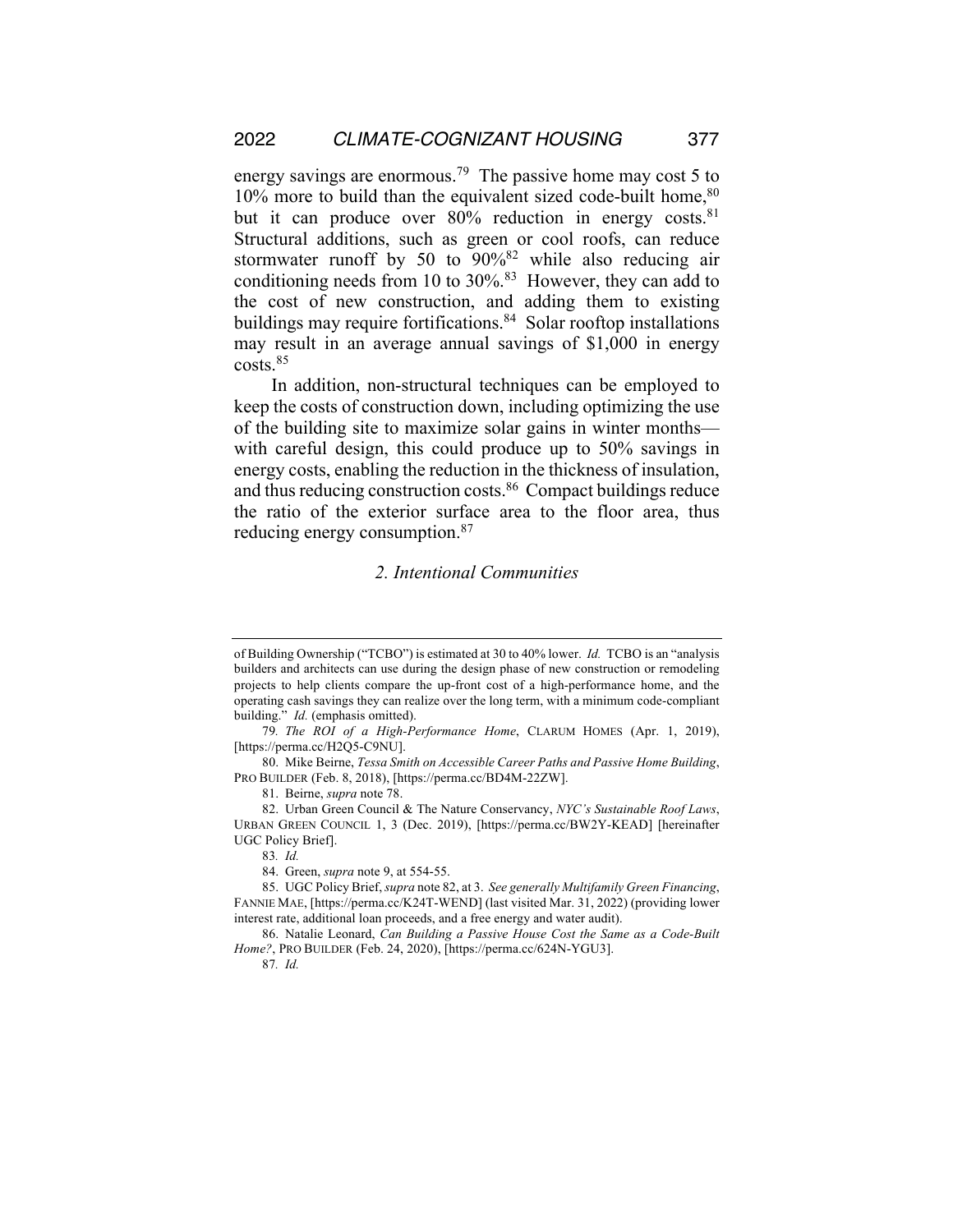energy savings are enormous.[79] The passive home may cost 5 to 10% more to build than the equivalent sized code-built home,[80] but it can produce over 80% reduction in energy costs.[81] Structural additions, such as green or cool roofs, can reduce stormwater runoff by 50 to 90%[82] while also reducing air conditioning needs from 10 to 30%.[83] However, they can add to the cost of new construction, and adding them to existing buildings may require fortifications.[84] Solar rooftop installations may result in an average annual savings of $1,000 in energy costs.[85]

In addition, non-structural techniques can be employed to keep the costs of construction down, including optimizing the use of the building site to maximize solar gains in winter months—with careful design, this could produce up to 50% savings in energy costs, enabling the reduction in the thickness of insulation, and thus reducing construction costs.[86] Compact buildings reduce the ratio of the exterior surface area to the floor area, thus reducing energy consumption.[87]

### *2. Intentional Communities*

---

of Building Ownership ("TCBO") is estimated at 30 to 40% lower. *Id.* TCBO is an "analysis builders and architects can use during the design phase of new construction or remodeling projects to help clients compare the up-front cost of a high-performance home, and the operating cash savings they can realize over the long term, with a minimum code-compliant building." *Id.* (emphasis omitted).

79. *The ROI of a High-Performance Home*, CLARUM HOMES (Apr. 1, 2019), [https://perma.cc/H2Q5-C9NU].

80. Mike Beirne, *Tessa Smith on Accessible Career Paths and Passive Home Building*, PRO BUILDER (Feb. 8, 2018), [https://perma.cc/BD4M-22ZW].

81. Beirne, *supra* note 78.

82. Urban Green Council & The Nature Conservancy, *NYC's Sustainable Roof Laws*, URBAN GREEN COUNCIL 1, 3 (Dec. 2019), [https://perma.cc/BW2Y-KEAD] [hereinafter UGC Policy Brief].

83. *Id.*

84. Green, *supra* note 9, at 554-55.

85. UGC Policy Brief, *supra* note 82, at 3. *See generally Multifamily Green Financing*, FANNIE MAE, [https://perma.cc/K24T-WEND] (last visited Mar. 31, 2022) (providing lower interest rate, additional loan proceeds, and a free energy and water audit).

86. Natalie Leonard, *Can Building a Passive House Cost the Same as a Code-Built Home?*, PRO BUILDER (Feb. 24, 2020), [https://perma.cc/624N-YGU3].

87. *Id.*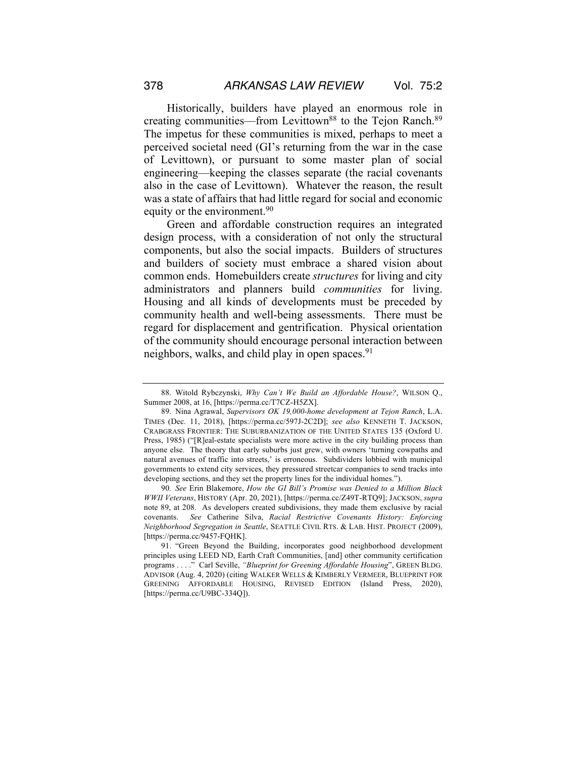Historically, builders have played an enormous role in creating communities—from Levittown[88] to the Tejon Ranch.[89] The impetus for these communities is mixed, perhaps to meet a perceived societal need (GI's returning from the war in the case of Levittown), or pursuant to some master plan of social engineering—keeping the classes separate (the racial covenants also in the case of Levittown). Whatever the reason, the result was a state of affairs that had little regard for social and economic equity or the environment.[90]

Green and affordable construction requires an integrated design process, with a consideration of not only the structural components, but also the social impacts. Builders of structures and builders of society must embrace a shared vision about common ends. Homebuilders create *structures* for living and city administrators and planners build *communities* for living. Housing and all kinds of developments must be preceded by community health and well-being assessments. There must be regard for displacement and gentrification. Physical orientation of the community should encourage personal interaction between neighbors, walks, and child play in open spaces.[91]

---

88. Witold Rybczynski, *Why Can't We Build an Affordable House?*, WILSON Q., Summer 2008, at 16, [https://perma.cc/T7CZ-H5ZX].

89. Nina Agrawal, *Supervisors OK 19,000-home development at Tejon Ranch*, L.A. TIMES (Dec. 11, 2018), [https://perma.cc/597J-2C2D]; *see also* KENNETH T. JACKSON, CRABGRASS FRONTIER: THE SUBURBANIZATION OF THE UNITED STATES 135 (Oxford U. Press, 1985) ("[R]eal-estate specialists were more active in the city building process than anyone else. The theory that early suburbs just grew, with owners 'turning cowpaths and natural avenues of traffic into streets,' is erroneous. Subdividers lobbied with municipal governments to extend city services, they pressured streetcar companies to send tracks into developing sections, and they set the property lines for the individual homes.").

90. *See* Erin Blakemore, *How the GI Bill's Promise was Denied to a Million Black WWII Veterans*, HISTORY (Apr. 20, 2021), [https://perma.cc/Z49T-RTQ9]; JACKSON, *supra* note 89, at 208. As developers created subdivisions, they made them exclusive by racial covenants. *See* Catherine Silva, *Racial Restrictive Covenants History: Enforcing Neighborhood Segregation in Seattle*, SEATTLE CIVIL RTS. & LAB. HIST. PROJECT (2009), [https://perma.cc/9457-FQHK].

91. "Green Beyond the Building, incorporates good neighborhood development principles using LEED ND, Earth Craft Communities, [and] other community certification programs . . . ." Carl Seville, *"Blueprint for Greening Affordable Housing*", GREEN BLDG. ADVISOR (Aug. 4, 2020) (citing WALKER WELLS & KIMBERLY VERMEER, BLUEPRINT FOR GREENING AFFORDABLE HOUSING, REVISED EDITION (Island Press, 2020), [https://perma.cc/U9BC-334Q]).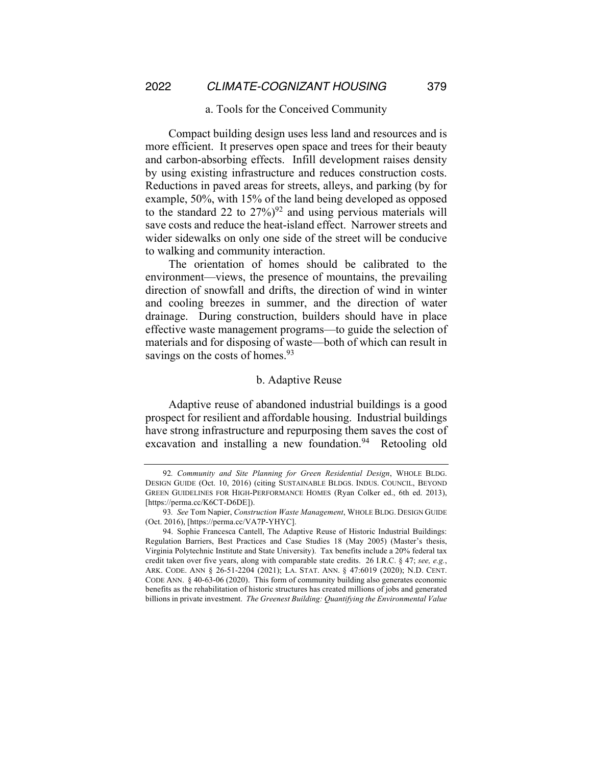#### a. Tools for the Conceived Community

Compact building design uses less land and resources and is more efficient. It preserves open space and trees for their beauty and carbon-absorbing effects. Infill development raises density by using existing infrastructure and reduces construction costs. Reductions in paved areas for streets, alleys, and parking (by for example, 50%, with 15% of the land being developed as opposed to the standard 22 to 27%)[92] and using pervious materials will save costs and reduce the heat-island effect. Narrower streets and wider sidewalks on only one side of the street will be conducive to walking and community interaction.

The orientation of homes should be calibrated to the environment—views, the presence of mountains, the prevailing direction of snowfall and drifts, the direction of wind in winter and cooling breezes in summer, and the direction of water drainage. During construction, builders should have in place effective waste management programs—to guide the selection of materials and for disposing of waste—both of which can result in savings on the costs of homes.[93]

#### b. Adaptive Reuse

Adaptive reuse of abandoned industrial buildings is a good prospect for resilient and affordable housing. Industrial buildings have strong infrastructure and repurposing them saves the cost of excavation and installing a new foundation.[94] Retooling old

---

92. *Community and Site Planning for Green Residential Design*, WHOLE BLDG. DESIGN GUIDE (Oct. 10, 2016) (citing SUSTAINABLE BLDGS. INDUS. COUNCIL, BEYOND GREEN GUIDELINES FOR HIGH-PERFORMANCE HOMES (Ryan Colker ed., 6th ed. 2013), [https://perma.cc/K6CT-D6DE]).

93. *See* Tom Napier, *Construction Waste Management*, WHOLE BLDG. DESIGN GUIDE (Oct. 2016), [https://perma.cc/VA7P-YHYC].

94. Sophie Francesca Cantell, The Adaptive Reuse of Historic Industrial Buildings: Regulation Barriers, Best Practices and Case Studies 18 (May 2005) (Master's thesis, Virginia Polytechnic Institute and State University). Tax benefits include a 20% federal tax credit taken over five years, along with comparable state credits. 26 I.R.C. § 47; *see, e.g.*, ARK. CODE. ANN § 26-51-2204 (2021); LA. STAT. ANN. § 47:6019 (2020); N.D. CENT. CODE ANN. § 40-63-06 (2020). This form of community building also generates economic benefits as the rehabilitation of historic structures has created millions of jobs and generated billions in private investment. *The Greenest Building: Quantifying the Environmental Value*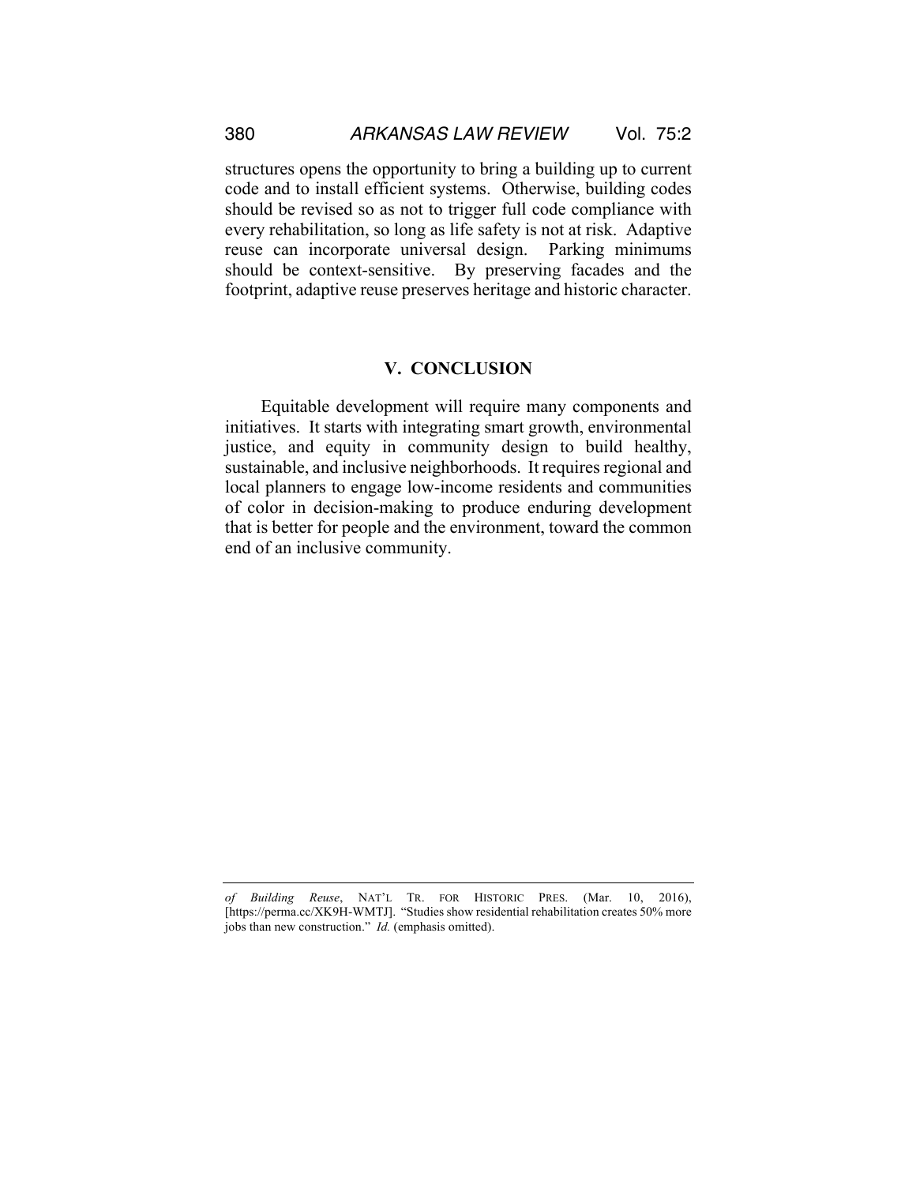structures opens the opportunity to bring a building up to current code and to install efficient systems. Otherwise, building codes should be revised so as not to trigger full code compliance with every rehabilitation, so long as life safety is not at risk. Adaptive reuse can incorporate universal design. Parking minimums should be context-sensitive. By preserving facades and the footprint, adaptive reuse preserves heritage and historic character.

## V. CONCLUSION

Equitable development will require many components and initiatives. It starts with integrating smart growth, environmental justice, and equity in community design to build healthy, sustainable, and inclusive neighborhoods. It requires regional and local planners to engage low-income residents and communities of color in decision-making to produce enduring development that is better for people and the environment, toward the common end of an inclusive community.

---

*of Building Reuse*, NAT'L TR. FOR HISTORIC PRES. (Mar. 10, 2016), [https://perma.cc/XK9H-WMTJ]. "Studies show residential rehabilitation creates 50% more jobs than new construction." *Id.* (emphasis omitted).